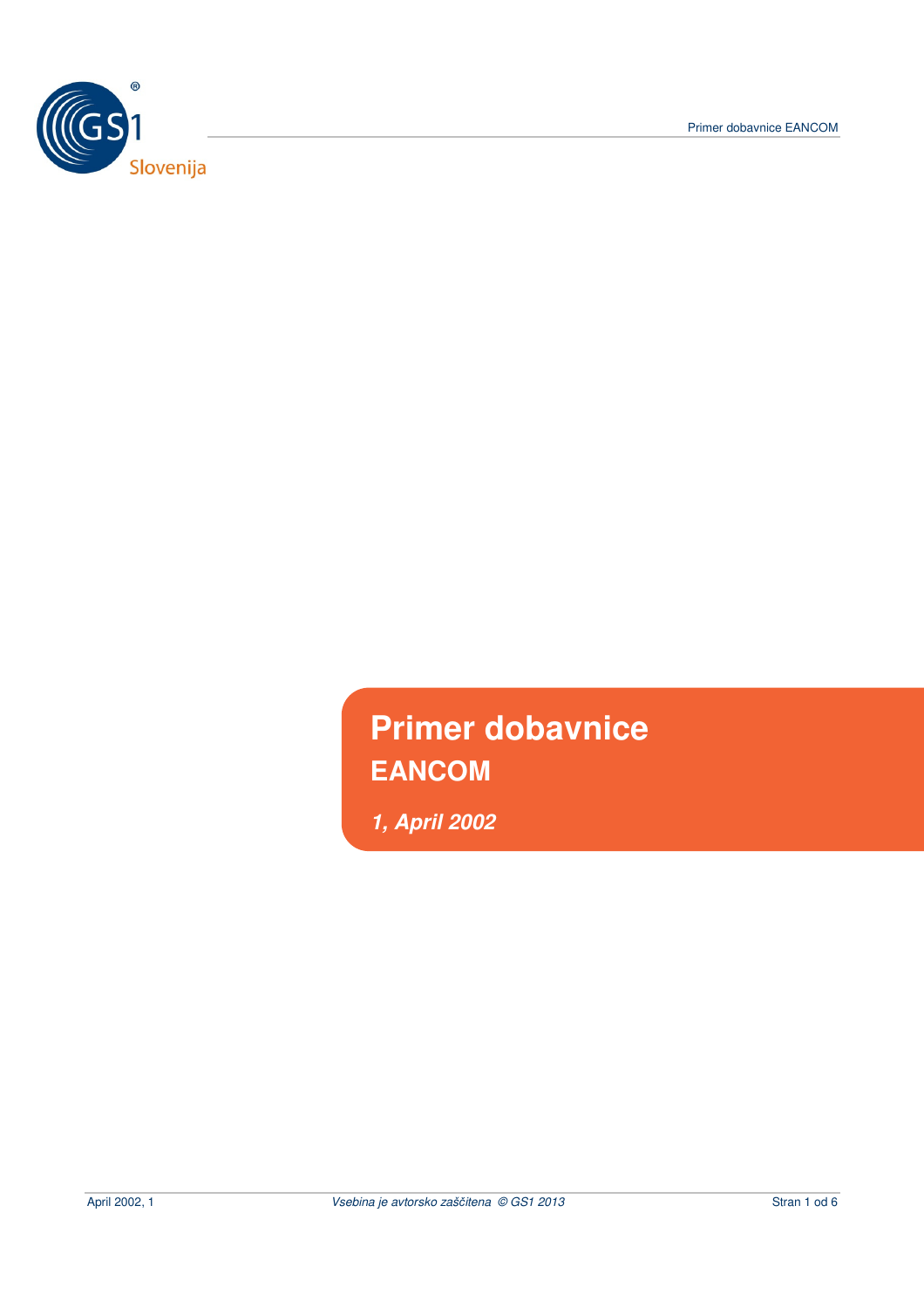# Primer dobavnice

## EANCOM

***1, April 2002***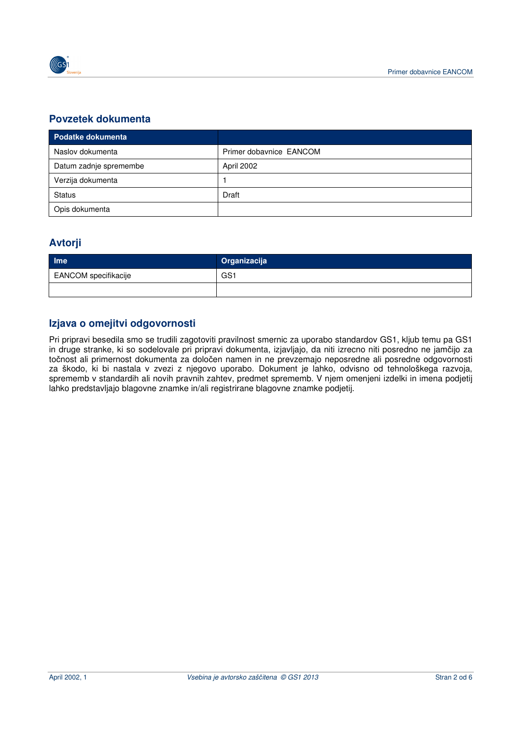## Povzetek dokumenta

| Podatke dokumenta | |
| --- | --- |
| Naslov dokumenta | Primer dobavnice EANCOM |
| Datum zadnje spremembe | April 2002 |
| Verzija dokumenta | 1 |
| Status | Draft |
| Opis dokumenta | |

## Avtorji

| Ime | Organizacija |
| --- | --- |
| EANCOM specifikacije | GS1 |
| | |

## Izjava o omejitvi odgovornosti

Pri pripravi besedila smo se trudili zagotoviti pravilnost smernic za uporabo standardov GS1, kljub temu pa GS1 in druge stranke, ki so sodelovale pri pripravi dokumenta, izjavljajo, da niti izrecno niti posredno ne jamčijo za točnost ali primernost dokumenta za določen namen in ne prevzemajo neposredne ali posredne odgovornosti za škodo, ki bi nastala v zvezi z njegovo uporabo. Dokument je lahko, odvisno od tehnološkega razvoja, sprememb v standardih ali novih pravnih zahtev, predmet sprememb. V njem omenjeni izdelki in imena podjetij lahko predstavljajo blagovne znamke in/ali registrirane blagovne znamke podjetij.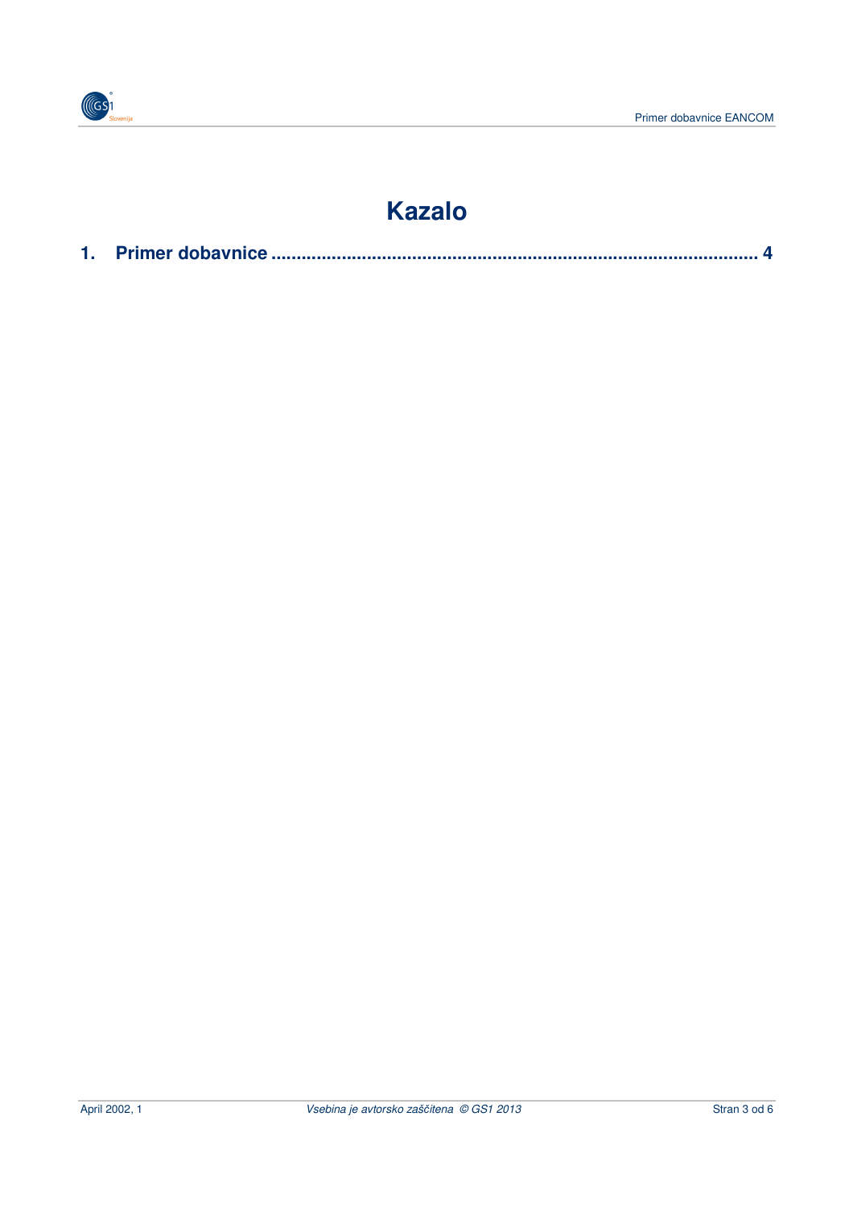# Kazalo

**1. Primer dobavnice ........................................................................................ 4**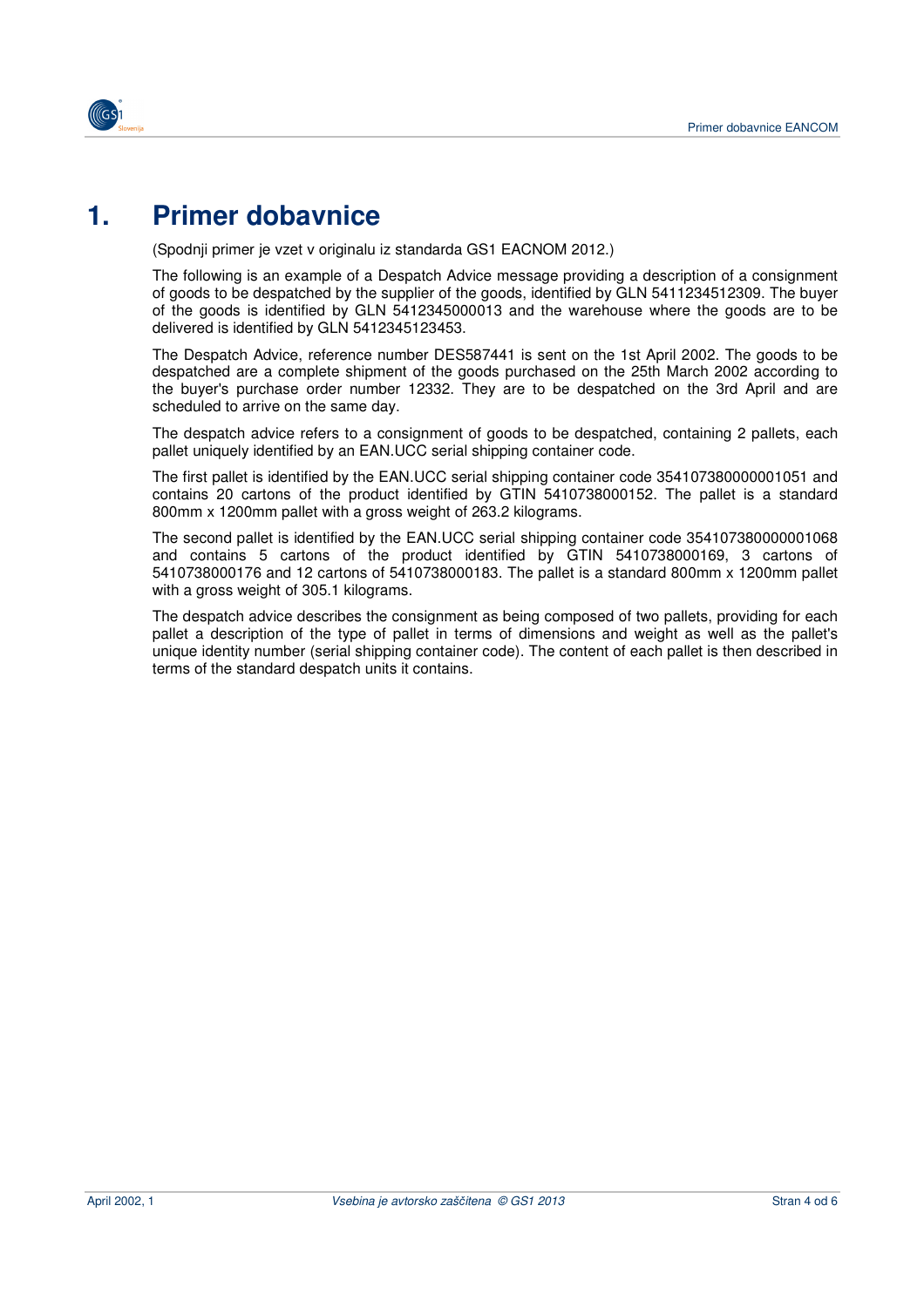# 1. Primer dobavnice

(Spodnji primer je vzet v originalu iz standarda GS1 EACNOM 2012.)

The following is an example of a Despatch Advice message providing a description of a consignment of goods to be despatched by the supplier of the goods, identified by GLN 5411234512309. The buyer of the goods is identified by GLN 5412345000013 and the warehouse where the goods are to be delivered is identified by GLN 5412345123453.

The Despatch Advice, reference number DES587441 is sent on the 1st April 2002. The goods to be despatched are a complete shipment of the goods purchased on the 25th March 2002 according to the buyer's purchase order number 12332. They are to be despatched on the 3rd April and are scheduled to arrive on the same day.

The despatch advice refers to a consignment of goods to be despatched, containing 2 pallets, each pallet uniquely identified by an EAN.UCC serial shipping container code.

The first pallet is identified by the EAN.UCC serial shipping container code 354107380000001051 and contains 20 cartons of the product identified by GTIN 5410738000152. The pallet is a standard 800mm x 1200mm pallet with a gross weight of 263.2 kilograms.

The second pallet is identified by the EAN.UCC serial shipping container code 354107380000001068 and contains 5 cartons of the product identified by GTIN 5410738000169, 3 cartons of 5410738000176 and 12 cartons of 5410738000183. The pallet is a standard 800mm x 1200mm pallet with a gross weight of 305.1 kilograms.

The despatch advice describes the consignment as being composed of two pallets, providing for each pallet a description of the type of pallet in terms of dimensions and weight as well as the pallet's unique identity number (serial shipping container code). The content of each pallet is then described in terms of the standard despatch units it contains.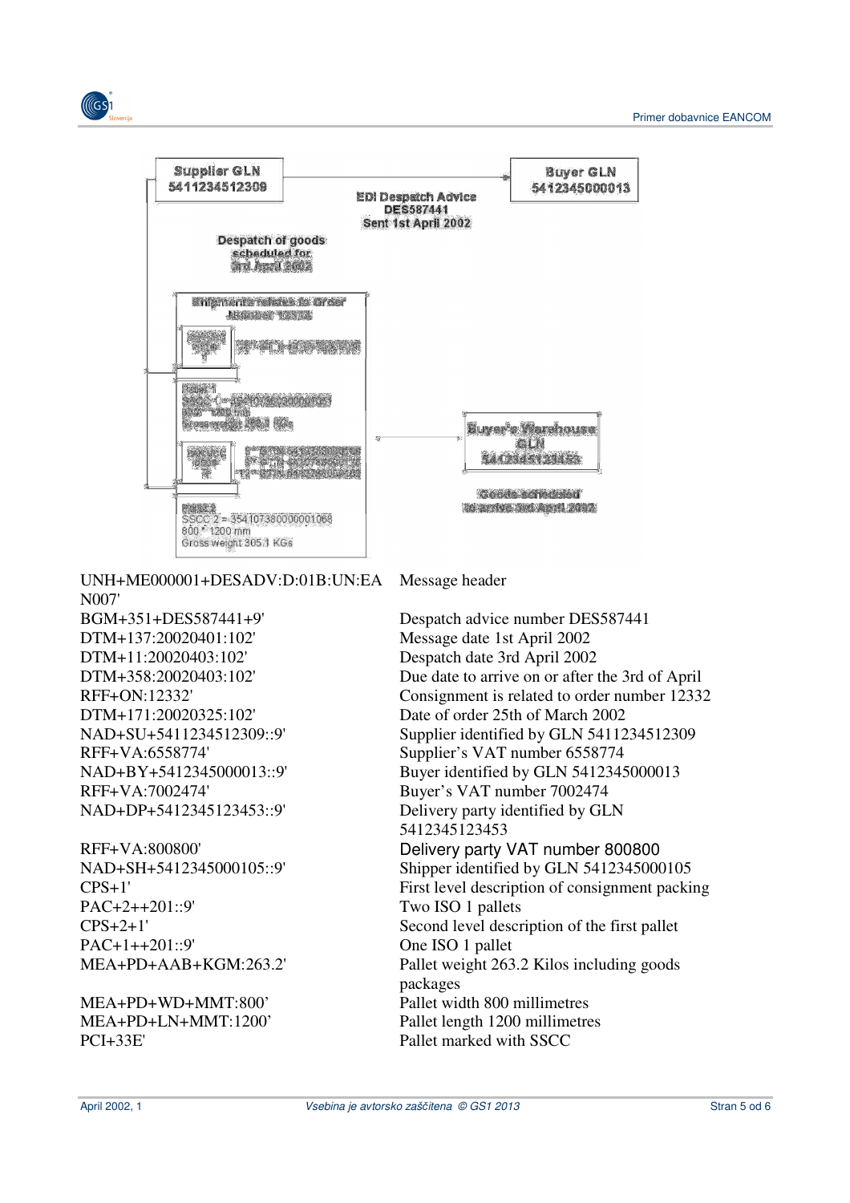Supplier GLN 5411234512309

Buyer GLN 5412345000013

EDI Despatch Advice DES587441 Sent 1st April 2002

Despatch of goods scheduled for 3rd April 2002

Shipments relates to Order Number 12332

Pallet 1

Pallet 2
SSCC 2 = 354107380000001068
800 * 1200 mm
Gross weight 305.1 KGs

Buyer's Warehouse GLN 5412345123453

Goods scheduled to arrive 3rd April 2002

| Segment | Description |
|---|---|
| UNH+ME000001+DESADV:D:01B:UN:EAN007' | Message header |
| BGM+351+DES587441+9' | Despatch advice number DES587441 |
| DTM+137:20020401:102' | Message date 1st April 2002 |
| DTM+11:20020403:102' | Despatch date 3rd April 2002 |
| DTM+358:20020403:102' | Due date to arrive on or after the 3rd of April |
| RFF+ON:12332' | Consignment is related to order number 12332 |
| DTM+171:20020325:102' | Date of order 25th of March 2002 |
| NAD+SU+5411234512309::9' | Supplier identified by GLN 5411234512309 |
| RFF+VA:6558774' | Supplier's VAT number 6558774 |
| NAD+BY+5412345000013::9' | Buyer identified by GLN 5412345000013 |
| RFF+VA:7002474' | Buyer's VAT number 7002474 |
| NAD+DP+5412345123453::9' | Delivery party identified by GLN 5412345123453 |
| RFF+VA:800800' | Delivery party VAT number 800800 |
| NAD+SH+5412345000105::9' | Shipper identified by GLN 5412345000105 |
| CPS+1' | First level description of consignment packing |
| PAC+2++201::9' | Two ISO 1 pallets |
| CPS+2+1' | Second level description of the first pallet |
| PAC+1++201::9' | One ISO 1 pallet |
| MEA+PD+AAB+KGM:263.2' | Pallet weight 263.2 Kilos including goods packages |
| MEA+PD+WD+MMT:800' | Pallet width 800 millimetres |
| MEA+PD+LN+MMT:1200' | Pallet length 1200 millimetres |
| PCI+33E' | Pallet marked with SSCC |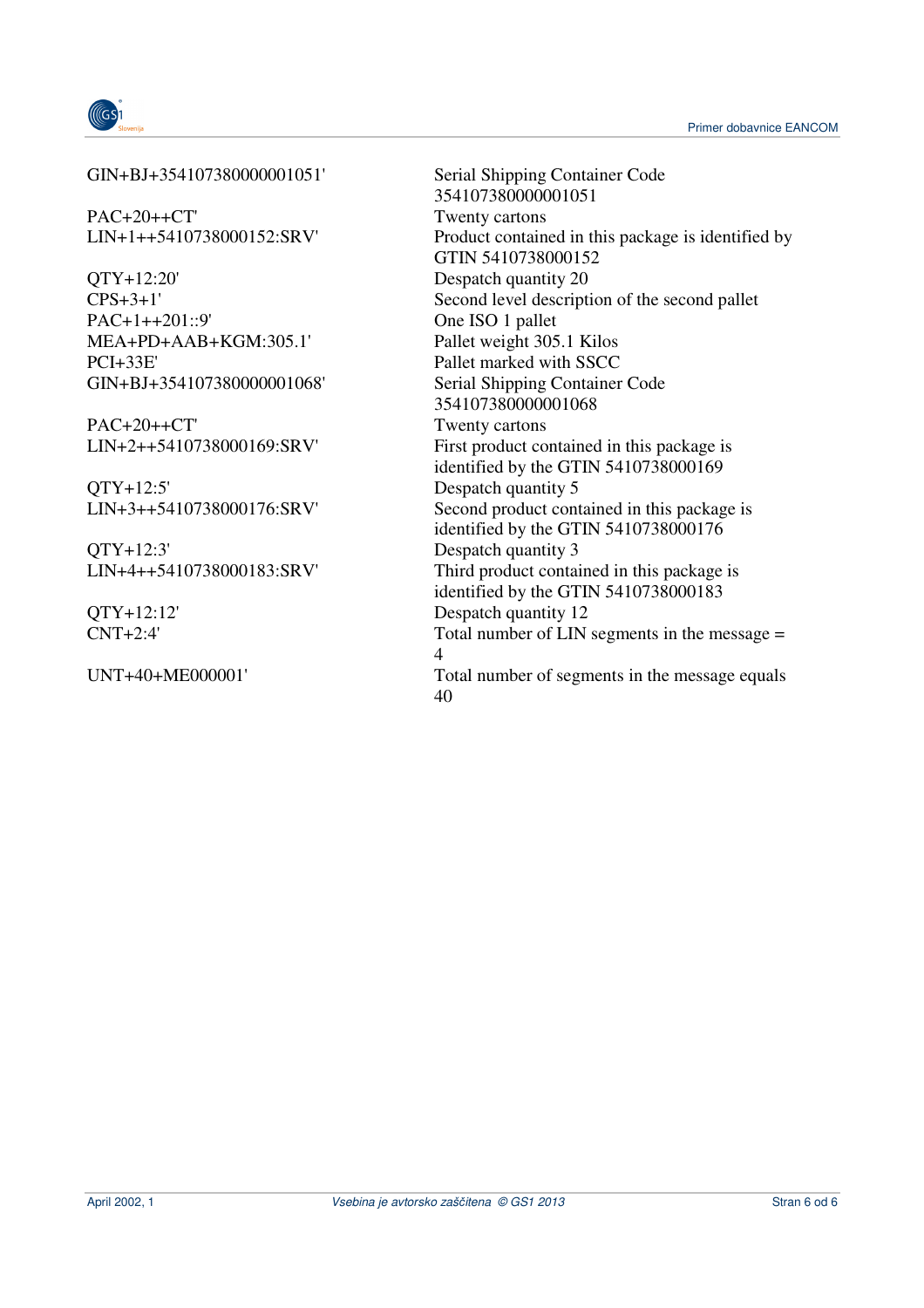| | |
|---|---|
| GIN+BJ+354107380000001051' | Serial Shipping Container Code 354107380000001051 |
| PAC+20++CT' | Twenty cartons |
| LIN+1++5410738000152:SRV' | Product contained in this package is identified by GTIN 5410738000152 |
| QTY+12:20' | Despatch quantity 20 |
| CPS+3+1' | Second level description of the second pallet |
| PAC+1++201::9' | One ISO 1 pallet |
| MEA+PD+AAB+KGM:305.1' | Pallet weight 305.1 Kilos |
| PCI+33E' | Pallet marked with SSCC |
| GIN+BJ+354107380000001068' | Serial Shipping Container Code 354107380000001068 |
| PAC+20++CT' | Twenty cartons |
| LIN+2++5410738000169:SRV' | First product contained in this package is identified by the GTIN 5410738000169 |
| QTY+12:5' | Despatch quantity 5 |
| LIN+3++5410738000176:SRV' | Second product contained in this package is identified by the GTIN 5410738000176 |
| QTY+12:3' | Despatch quantity 3 |
| LIN+4++5410738000183:SRV' | Third product contained in this package is identified by the GTIN 5410738000183 |
| QTY+12:12' | Despatch quantity 12 |
| CNT+2:4' | Total number of LIN segments in the message = 4 |
| UNT+40+ME000001' | Total number of segments in the message equals 40 |